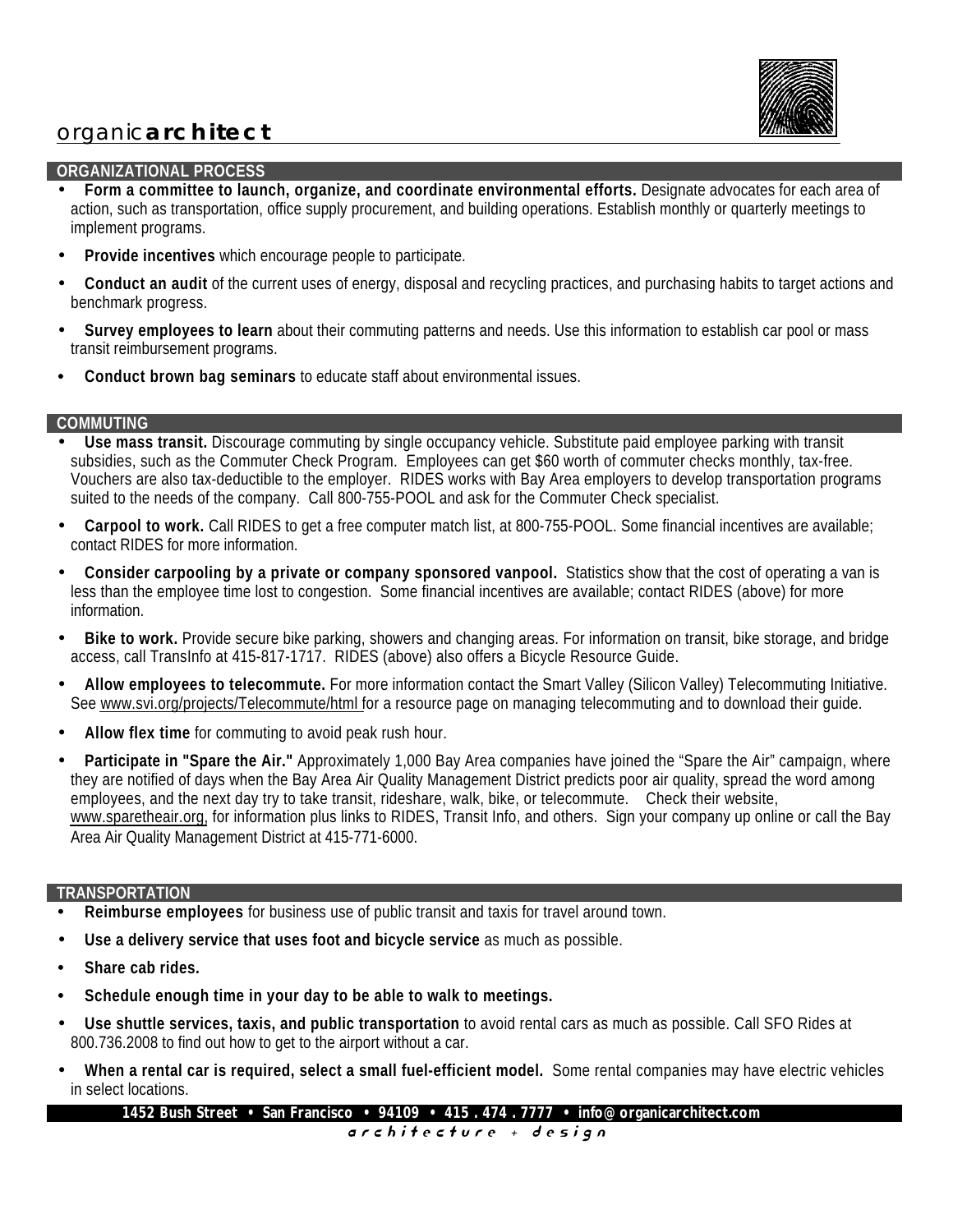organic**architect**

## ORGANIZATIONAL PROCESS

- **Form a committee to launch, organize, and coordinate environmental efforts.** Designate advocates for each area of action, such as transportation, office supply procurement, and building operations. Establish monthly or quarterly meetings to implement programs.
- **Provide incentives** which encourage people to participate.
- **Conduct an audit** of the current uses of energy, disposal and recycling practices, and purchasing habits to target actions and benchmark progress.
- **Survey employees to learn** about their commuting patterns and needs. Use this information to establish car pool or mass transit reimbursement programs.
- **Conduct brown bag seminars** to educate staff about environmental issues.

## COMMUTING

- **Use mass transit.** Discourage commuting by single occupancy vehicle. Substitute paid employee parking with transit subsidies, such as the Commuter Check Program. Employees can get $60 worth of commuter checks monthly, tax-free. Vouchers are also tax-deductible to the employer. RIDES works with Bay Area employers to develop transportation programs suited to the needs of the company. Call 800-755-POOL and ask for the Commuter Check specialist.
- **Carpool to work.** Call RIDES to get a free computer match list, at 800-755-POOL. Some financial incentives are available; contact RIDES for more information.
- **Consider carpooling by a private or company sponsored vanpool.** Statistics show that the cost of operating a van is less than the employee time lost to congestion. Some financial incentives are available; contact RIDES (above) for more information.
- **Bike to work.** Provide secure bike parking, showers and changing areas. For information on transit, bike storage, and bridge access, call TransInfo at 415-817-1717. RIDES (above) also offers a Bicycle Resource Guide.
- **Allow employees to telecommute.** For more information contact the Smart Valley (Silicon Valley) Telecommuting Initiative. See www.svi.org/projects/Telecommute/html for a resource page on managing telecommuting and to download their guide.
- **Allow flex time** for commuting to avoid peak rush hour.
- **Participate in "Spare the Air."** Approximately 1,000 Bay Area companies have joined the "Spare the Air" campaign, where they are notified of days when the Bay Area Air Quality Management District predicts poor air quality, spread the word among employees, and the next day try to take transit, rideshare, walk, bike, or telecommute. Check their website, www.sparetheair.org, for information plus links to RIDES, Transit Info, and others. Sign your company up online or call the Bay Area Air Quality Management District at 415-771-6000.

## TRANSPORTATION

- **Reimburse employees** for business use of public transit and taxis for travel around town.
- **Use a delivery service that uses foot and bicycle service** as much as possible.
- **Share cab rides.**
- **Schedule enough time in your day to be able to walk to meetings.**
- **Use shuttle services, taxis, and public transportation** to avoid rental cars as much as possible. Call SFO Rides at 800.736.2008 to find out how to get to the airport without a car.
- **When a rental car is required, select a small fuel-efficient model.** Some rental companies may have electric vehicles in select locations.

**1452 Bush Street • San Francisco • 94109 • 415 . 474 . 7777 • info@organicarchitect.com**

*architecture + design*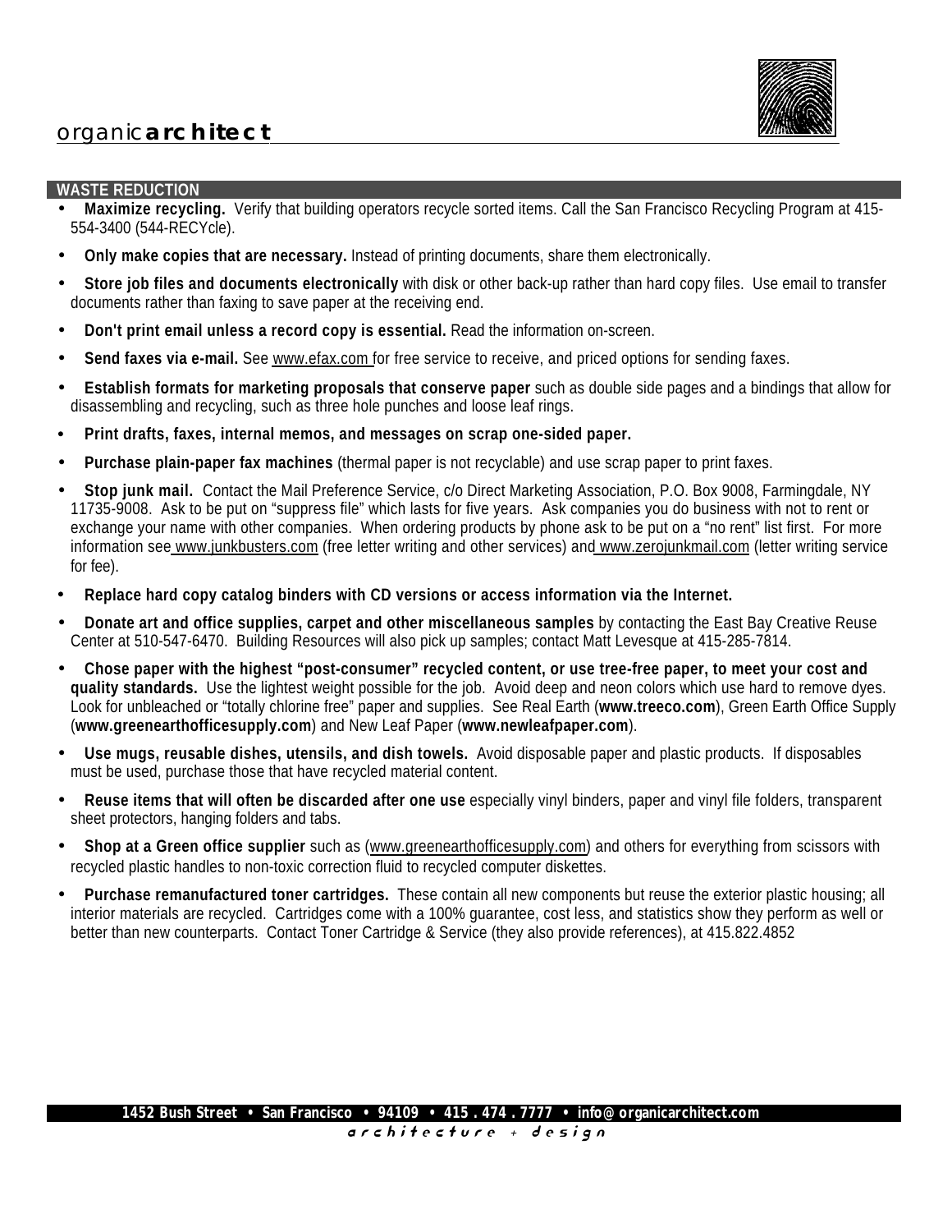## WASTE REDUCTION

- **Maximize recycling.** Verify that building operators recycle sorted items. Call the San Francisco Recycling Program at 415-554-3400 (544-RECYcle).
- **Only make copies that are necessary.** Instead of printing documents, share them electronically.
- **Store job files and documents electronically** with disk or other back-up rather than hard copy files. Use email to transfer documents rather than faxing to save paper at the receiving end.
- **Don't print email unless a record copy is essential.** Read the information on-screen.
- **Send faxes via e-mail.** See www.efax.com for free service to receive, and priced options for sending faxes.
- **Establish formats for marketing proposals that conserve paper** such as double side pages and a bindings that allow for disassembling and recycling, such as three hole punches and loose leaf rings.
- **Print drafts, faxes, internal memos, and messages on scrap one-sided paper.**
- **Purchase plain-paper fax machines** (thermal paper is not recyclable) and use scrap paper to print faxes.
- **Stop junk mail.** Contact the Mail Preference Service, c/o Direct Marketing Association, P.O. Box 9008, Farmingdale, NY 11735-9008. Ask to be put on "suppress file" which lasts for five years. Ask companies you do business with not to rent or exchange your name with other companies. When ordering products by phone ask to be put on a "no rent" list first. For more information see www.junkbusters.com (free letter writing and other services) and www.zerojunkmail.com (letter writing service for fee).
- **Replace hard copy catalog binders with CD versions or access information via the Internet.**
- **Donate art and office supplies, carpet and other miscellaneous samples** by contacting the East Bay Creative Reuse Center at 510-547-6470. Building Resources will also pick up samples; contact Matt Levesque at 415-285-7814.
- **Chose paper with the highest "post-consumer" recycled content, or use tree-free paper, to meet your cost and quality standards.** Use the lightest weight possible for the job. Avoid deep and neon colors which use hard to remove dyes. Look for unbleached or "totally chlorine free" paper and supplies. See Real Earth (**www.treeco.com**), Green Earth Office Supply (**www.greenearthofficesupply.com**) and New Leaf Paper (**www.newleafpaper.com**).
- **Use mugs, reusable dishes, utensils, and dish towels.** Avoid disposable paper and plastic products. If disposables must be used, purchase those that have recycled material content.
- **Reuse items that will often be discarded after one use** especially vinyl binders, paper and vinyl file folders, transparent sheet protectors, hanging folders and tabs.
- **Shop at a Green office supplier** such as (www.greenearthofficesupply.com) and others for everything from scissors with recycled plastic handles to non-toxic correction fluid to recycled computer diskettes.
- **Purchase remanufactured toner cartridges.** These contain all new components but reuse the exterior plastic housing; all interior materials are recycled. Cartridges come with a 100% guarantee, cost less, and statistics show they perform as well or better than new counterparts. Contact Toner Cartridge & Service (they also provide references), at 415.822.4852